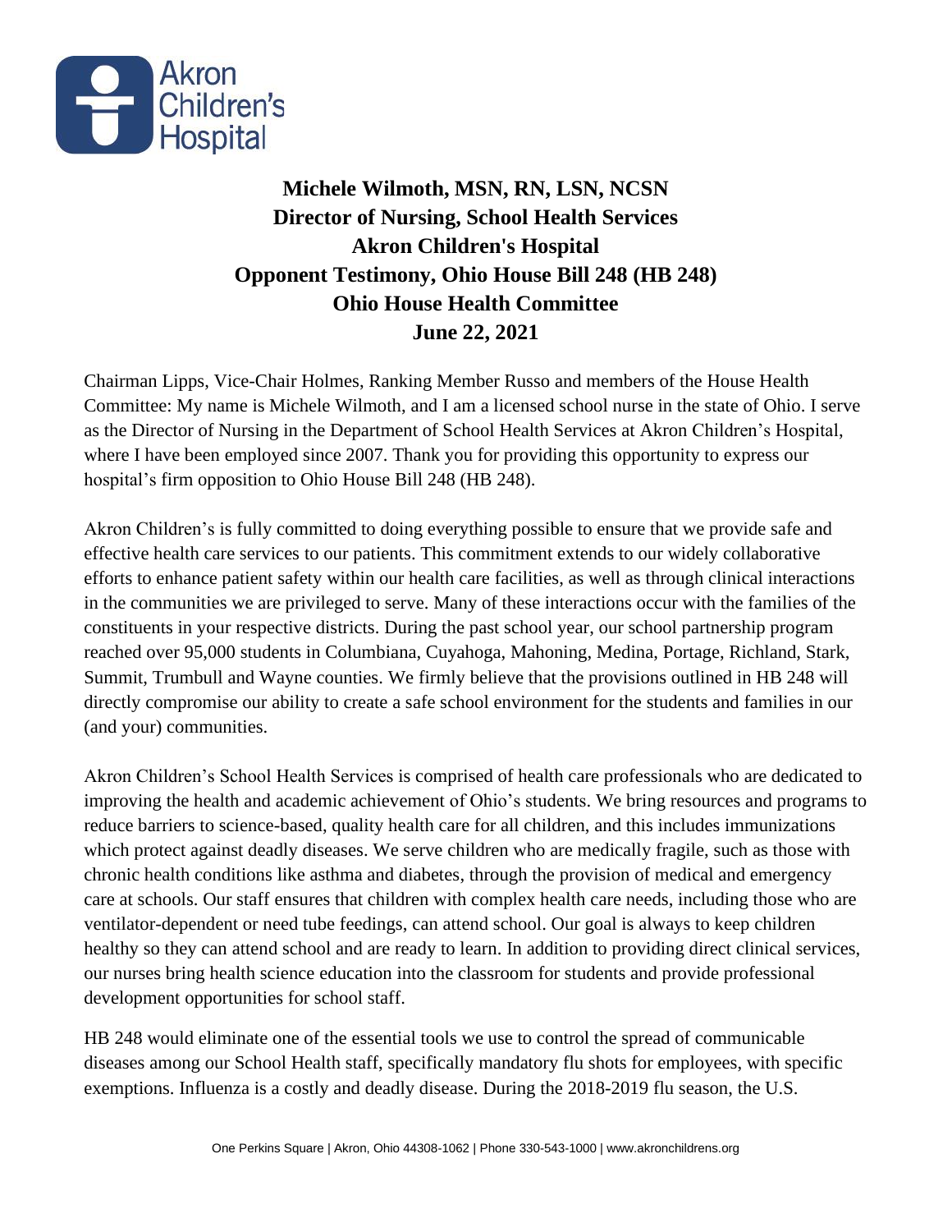Akron Children's Hospital

**Michele Wilmoth, MSN, RN, LSN, NCSN**
**Director of Nursing, School Health Services**
**Akron Children's Hospital**
**Opponent Testimony, Ohio House Bill 248 (HB 248)**
**Ohio House Health Committee**
**June 22, 2021**

Chairman Lipps, Vice-Chair Holmes, Ranking Member Russo and members of the House Health Committee: My name is Michele Wilmoth, and I am a licensed school nurse in the state of Ohio. I serve as the Director of Nursing in the Department of School Health Services at Akron Children's Hospital, where I have been employed since 2007. Thank you for providing this opportunity to express our hospital's firm opposition to Ohio House Bill 248 (HB 248).

Akron Children's is fully committed to doing everything possible to ensure that we provide safe and effective health care services to our patients. This commitment extends to our widely collaborative efforts to enhance patient safety within our health care facilities, as well as through clinical interactions in the communities we are privileged to serve. Many of these interactions occur with the families of the constituents in your respective districts. During the past school year, our school partnership program reached over 95,000 students in Columbiana, Cuyahoga, Mahoning, Medina, Portage, Richland, Stark, Summit, Trumbull and Wayne counties. We firmly believe that the provisions outlined in HB 248 will directly compromise our ability to create a safe school environment for the students and families in our (and your) communities.

Akron Children's School Health Services is comprised of health care professionals who are dedicated to improving the health and academic achievement of Ohio's students. We bring resources and programs to reduce barriers to science-based, quality health care for all children, and this includes immunizations which protect against deadly diseases. We serve children who are medically fragile, such as those with chronic health conditions like asthma and diabetes, through the provision of medical and emergency care at schools. Our staff ensures that children with complex health care needs, including those who are ventilator-dependent or need tube feedings, can attend school. Our goal is always to keep children healthy so they can attend school and are ready to learn. In addition to providing direct clinical services, our nurses bring health science education into the classroom for students and provide professional development opportunities for school staff.

HB 248 would eliminate one of the essential tools we use to control the spread of communicable diseases among our School Health staff, specifically mandatory flu shots for employees, with specific exemptions. Influenza is a costly and deadly disease. During the 2018-2019 flu season, the U.S.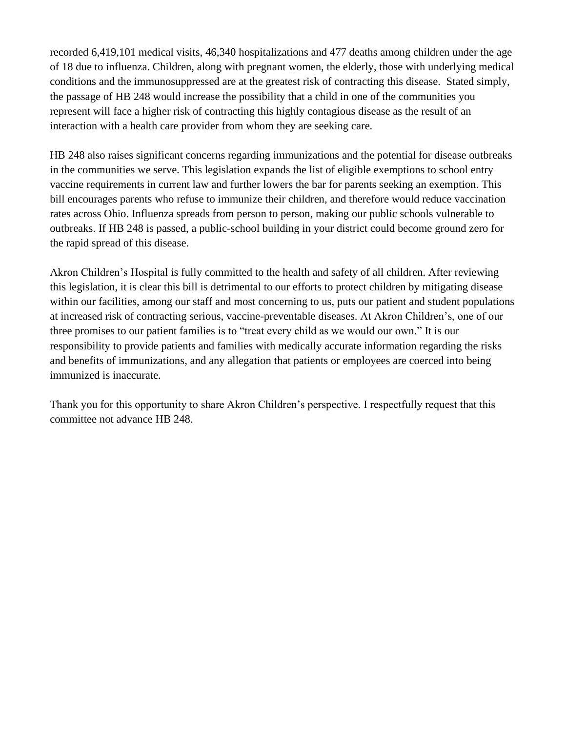recorded 6,419,101 medical visits, 46,340 hospitalizations and 477 deaths among children under the age of 18 due to influenza. Children, along with pregnant women, the elderly, those with underlying medical conditions and the immunosuppressed are at the greatest risk of contracting this disease. Stated simply, the passage of HB 248 would increase the possibility that a child in one of the communities you represent will face a higher risk of contracting this highly contagious disease as the result of an interaction with a health care provider from whom they are seeking care.

HB 248 also raises significant concerns regarding immunizations and the potential for disease outbreaks in the communities we serve. This legislation expands the list of eligible exemptions to school entry vaccine requirements in current law and further lowers the bar for parents seeking an exemption. This bill encourages parents who refuse to immunize their children, and therefore would reduce vaccination rates across Ohio. Influenza spreads from person to person, making our public schools vulnerable to outbreaks. If HB 248 is passed, a public-school building in your district could become ground zero for the rapid spread of this disease.

Akron Children's Hospital is fully committed to the health and safety of all children. After reviewing this legislation, it is clear this bill is detrimental to our efforts to protect children by mitigating disease within our facilities, among our staff and most concerning to us, puts our patient and student populations at increased risk of contracting serious, vaccine-preventable diseases. At Akron Children's, one of our three promises to our patient families is to "treat every child as we would our own." It is our responsibility to provide patients and families with medically accurate information regarding the risks and benefits of immunizations, and any allegation that patients or employees are coerced into being immunized is inaccurate.

Thank you for this opportunity to share Akron Children's perspective. I respectfully request that this committee not advance HB 248.